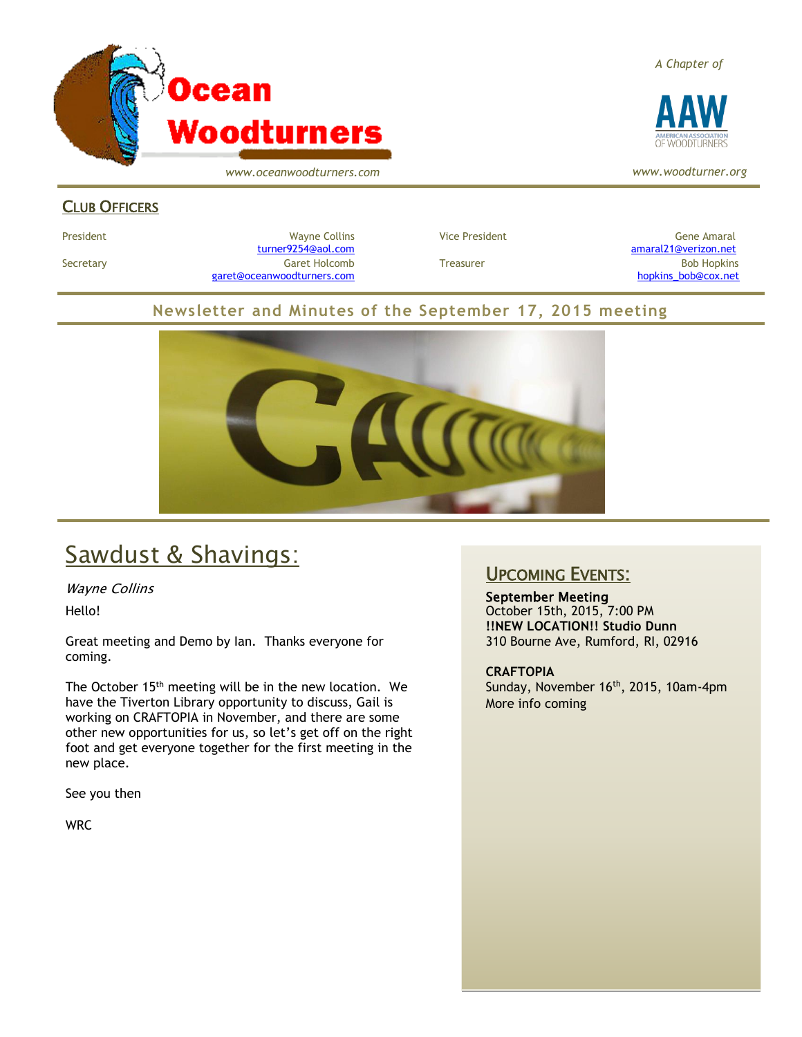# Ocean Woodturners

*www.oceanwoodturners.com*

*A Chapter of*

AAW — American Association of Woodturners

*www.woodturner.org*

## Club Officers

| | | | |
|---|---|---|---|
| President | Wayne Collins<br>turner9254@aol.com | Vice President | Gene Amaral<br>amaral21@verizon.net |
| Secretary | Garet Holcomb<br>garet@oceanwoodturners.com | Treasurer | Bob Hopkins<br>hopkins_bob@cox.net |

## Newsletter and Minutes of the September 17, 2015 meeting

# Sawdust & Shavings:

*Wayne Collins*

Hello!

Great meeting and Demo by Ian. Thanks everyone for coming.

The October 15th meeting will be in the new location. We have the Tiverton Library opportunity to discuss, Gail is working on CRAFTOPIA in November, and there are some other new opportunities for us, so let's get off on the right foot and get everyone together for the first meeting in the new place.

See you then

WRC

## Upcoming Events:

**September Meeting**
October 15th, 2015, 7:00 PM
**!!NEW LOCATION!! Studio Dunn**
310 Bourne Ave, Rumford, RI, 02916

**CRAFTOPIA**
Sunday, November 16th, 2015, 10am-4pm
More info coming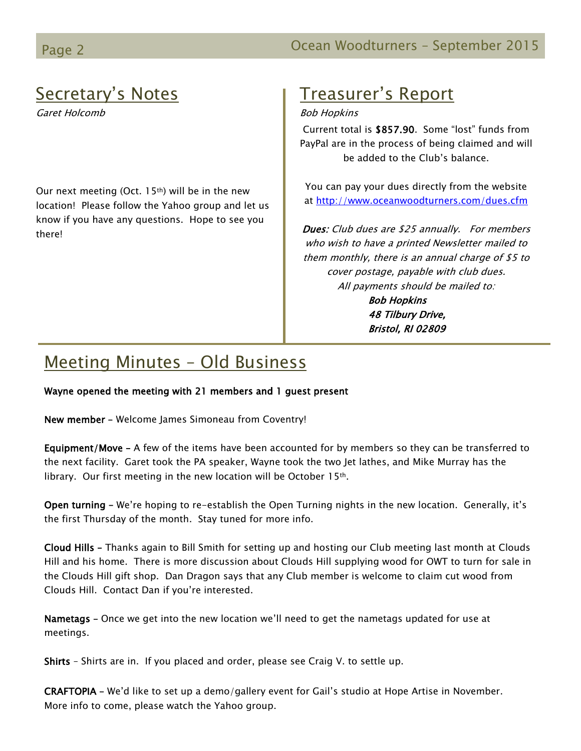## Secretary's Notes

*Garet Holcomb*

Our next meeting (Oct. 15th) will be in the new location! Please follow the Yahoo group and let us know if you have any questions. Hope to see you there!

## Treasurer's Report

*Bob Hopkins*

Current total is **$857.90**. Some "lost" funds from PayPal are in the process of being claimed and will be added to the Club's balance.

You can pay your dues directly from the website at http://www.oceanwoodturners.com/dues.cfm

***Dues:*** *Club dues are $25 annually. For members who wish to have a printed Newsletter mailed to them monthly, there is an annual charge of $5 to cover postage, payable with club dues.*
*All payments should be mailed to:*

***Bob Hopkins***
***48 Tilbury Drive,***
***Bristol, RI 02809***

## Meeting Minutes – Old Business

**Wayne opened the meeting with 21 members and 1 guest present**

**New member** – Welcome James Simoneau from Coventry!

**Equipment/Move** – A few of the items have been accounted for by members so they can be transferred to the next facility. Garet took the PA speaker, Wayne took the two Jet lathes, and Mike Murray has the library. Our first meeting in the new location will be October 15th.

**Open turning** – We're hoping to re-establish the Open Turning nights in the new location. Generally, it's the first Thursday of the month. Stay tuned for more info.

**Cloud Hills** – Thanks again to Bill Smith for setting up and hosting our Club meeting last month at Clouds Hill and his home. There is more discussion about Clouds Hill supplying wood for OWT to turn for sale in the Clouds Hill gift shop. Dan Dragon says that any Club member is welcome to claim cut wood from Clouds Hill. Contact Dan if you're interested.

**Nametags** – Once we get into the new location we'll need to get the nametags updated for use at meetings.

**Shirts** – Shirts are in. If you placed and order, please see Craig V. to settle up.

**CRAFTOPIA** – We'd like to set up a demo/gallery event for Gail's studio at Hope Artise in November. More info to come, please watch the Yahoo group.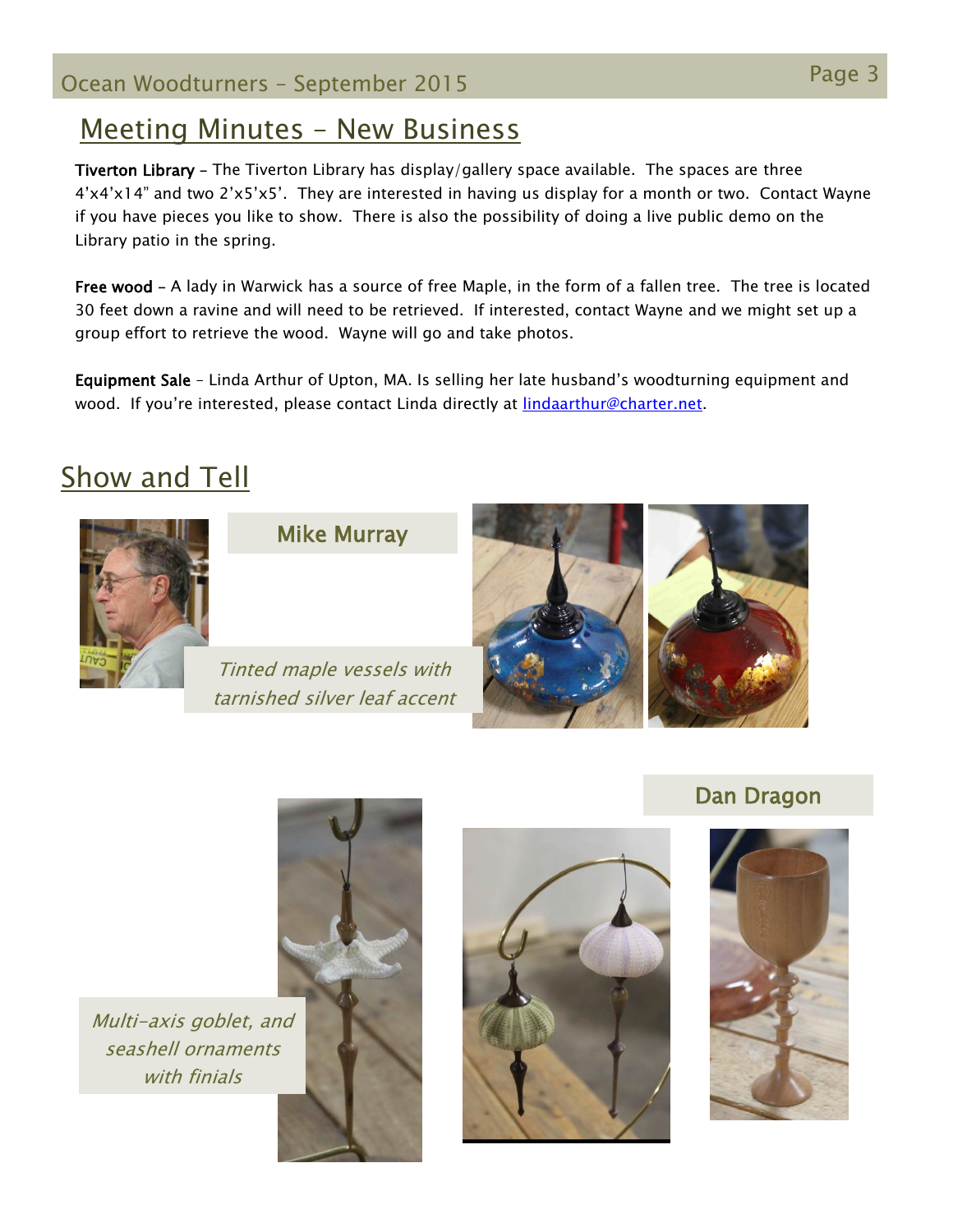## Meeting Minutes – New Business

**Tiverton Library** – The Tiverton Library has display/gallery space available. The spaces are three 4'x4'x14" and two 2'x5'x5'. They are interested in having us display for a month or two. Contact Wayne if you have pieces you like to show. There is also the possibility of doing a live public demo on the Library patio in the spring.

**Free wood** – A lady in Warwick has a source of free Maple, in the form of a fallen tree. The tree is located 30 feet down a ravine and will need to be retrieved. If interested, contact Wayne and we might set up a group effort to retrieve the wood. Wayne will go and take photos.

**Equipment Sale** – Linda Arthur of Upton, MA. Is selling her late husband's woodturning equipment and wood. If you're interested, please contact Linda directly at lindaarthur@charter.net.

## Show and Tell

### Mike Murray

*Tinted maple vessels with tarnished silver leaf accent*

### Dan Dragon

*Multi-axis goblet, and seashell ornaments with finials*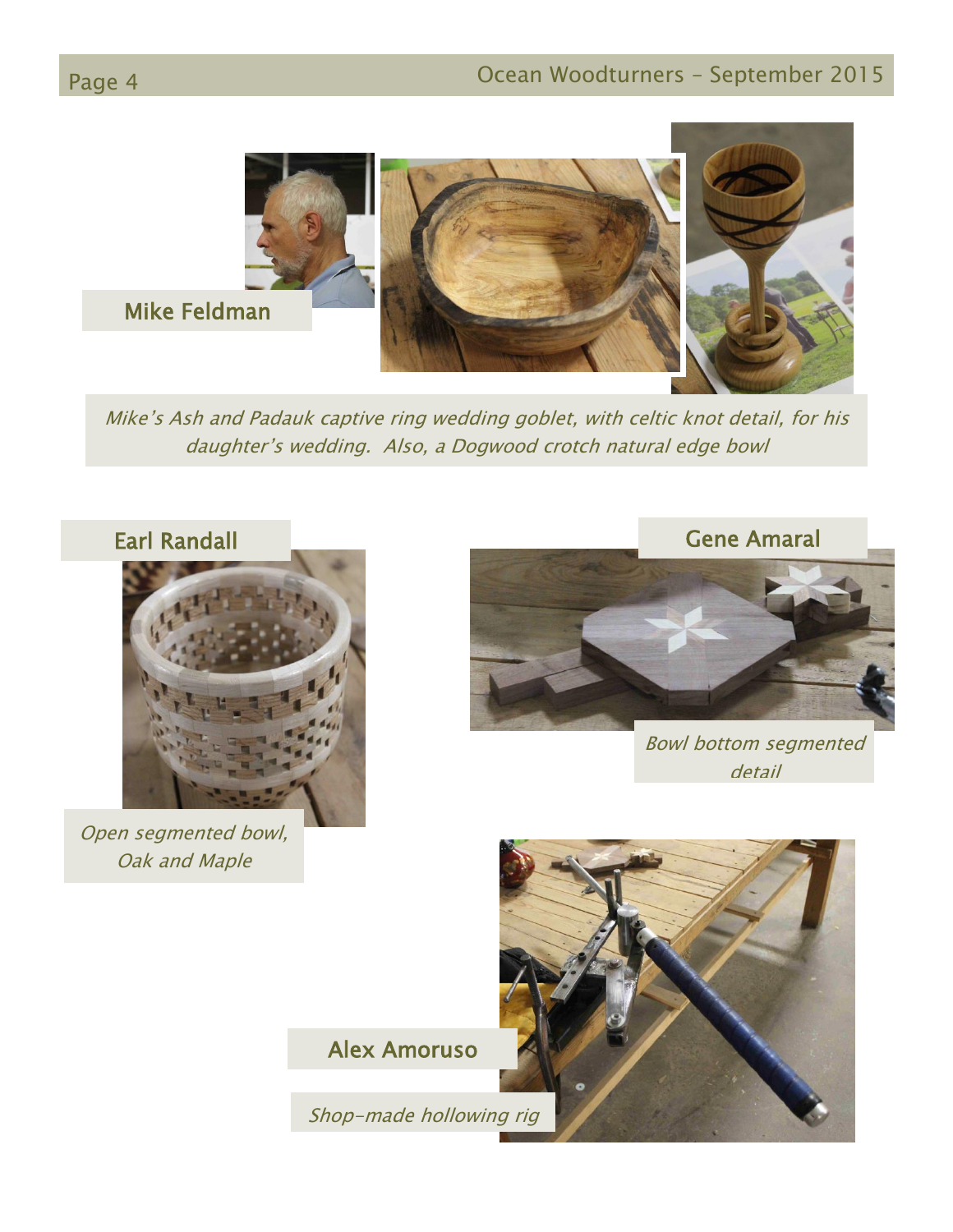## Mike Feldman

*Mike's Ash and Padauk captive ring wedding goblet, with celtic knot detail, for his daughter's wedding. Also, a Dogwood crotch natural edge bowl*

## Earl Randall

*Open segmented bowl, Oak and Maple*

## Gene Amaral

*Bowl bottom segmented detail*

## Alex Amoruso

*Shop-made hollowing rig*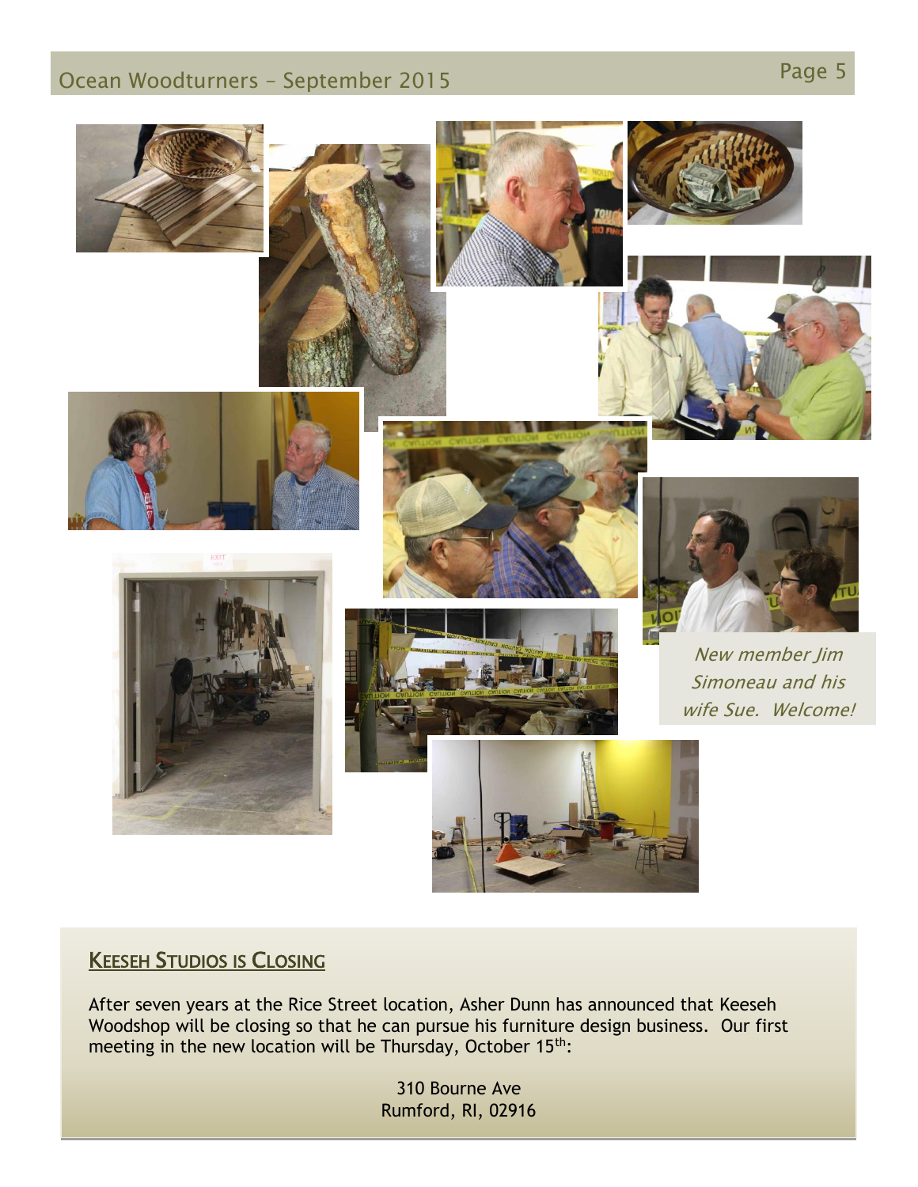*New member Jim Simoneau and his wife Sue. Welcome!*

## KEESEH STUDIOS IS CLOSING

After seven years at the Rice Street location, Asher Dunn has announced that Keeseh Woodshop will be closing so that he can pursue his furniture design business. Our first meeting in the new location will be Thursday, October 15th:

310 Bourne Ave
Rumford, RI, 02916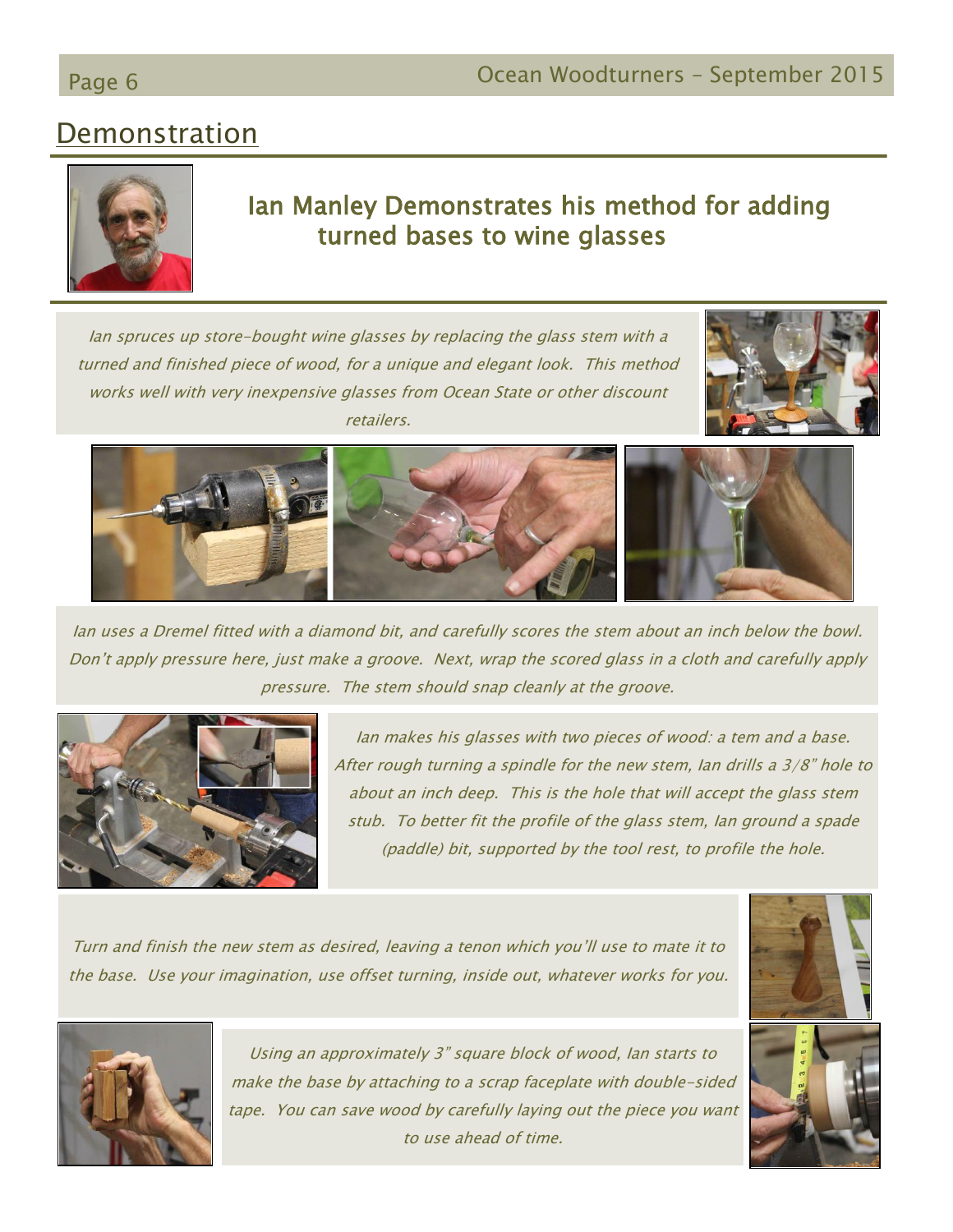## Demonstration

### Ian Manley Demonstrates his method for adding turned bases to wine glasses

*Ian spruces up store-bought wine glasses by replacing the glass stem with a turned and finished piece of wood, for a unique and elegant look. This method works well with very inexpensive glasses from Ocean State or other discount retailers.*

*Ian uses a Dremel fitted with a diamond bit, and carefully scores the stem about an inch below the bowl. Don't apply pressure here, just make a groove. Next, wrap the scored glass in a cloth and carefully apply pressure. The stem should snap cleanly at the groove.*

*Ian makes his glasses with two pieces of wood: a tem and a base. After rough turning a spindle for the new stem, Ian drills a 3/8" hole to about an inch deep. This is the hole that will accept the glass stem stub. To better fit the profile of the glass stem, Ian ground a spade (paddle) bit, supported by the tool rest, to profile the hole.*

*Turn and finish the new stem as desired, leaving a tenon which you'll use to mate it to the base. Use your imagination, use offset turning, inside out, whatever works for you.*

*Using an approximately 3" square block of wood, Ian starts to make the base by attaching to a scrap faceplate with double-sided tape. You can save wood by carefully laying out the piece you want to use ahead of time.*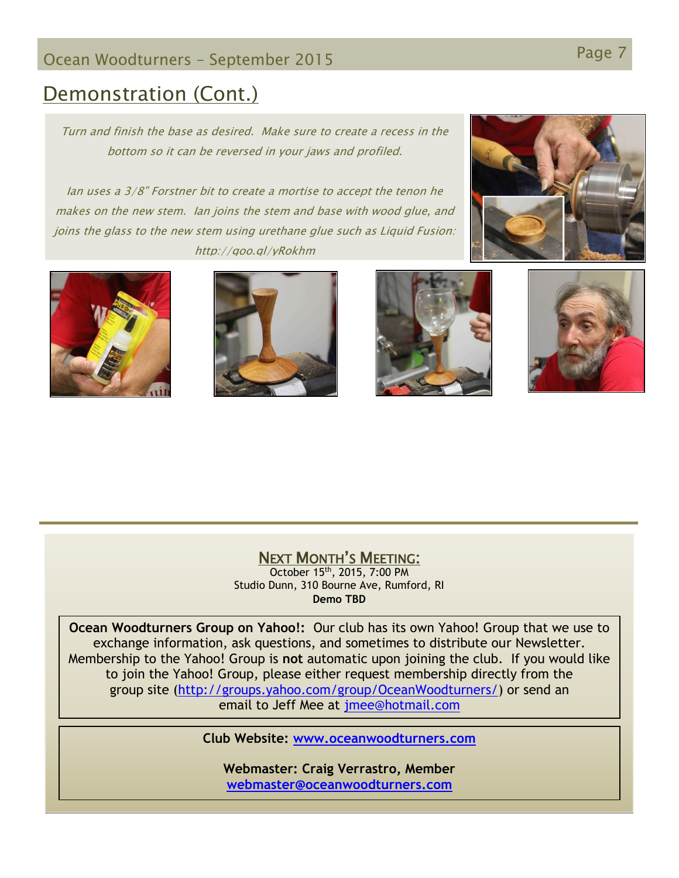## Demonstration (Cont.)

*Turn and finish the base as desired. Make sure to create a recess in the bottom so it can be reversed in your jaws and profiled.*

*Ian uses a 3/8" Forstner bit to create a mortise to accept the tenon he makes on the new stem. Ian joins the stem and base with wood glue, and joins the glass to the new stem using urethane glue such as Liquid Fusion: http://goo.gl/yRokhm*

---

**NEXT MONTH'S MEETING:**

October 15th, 2015, 7:00 PM
Studio Dunn, 310 Bourne Ave, Rumford, RI
**Demo TBD**

**Ocean Woodturners Group on Yahoo!:** Our club has its own Yahoo! Group that we use to exchange information, ask questions, and sometimes to distribute our Newsletter. Membership to the Yahoo! Group is **not** automatic upon joining the club. If you would like to join the Yahoo! Group, please either request membership directly from the group site (http://groups.yahoo.com/group/OceanWoodturners/) or send an email to Jeff Mee at jmee@hotmail.com

**Club Website: www.oceanwoodturners.com**

**Webmaster: Craig Verrastro, Member**
**webmaster@oceanwoodturners.com**